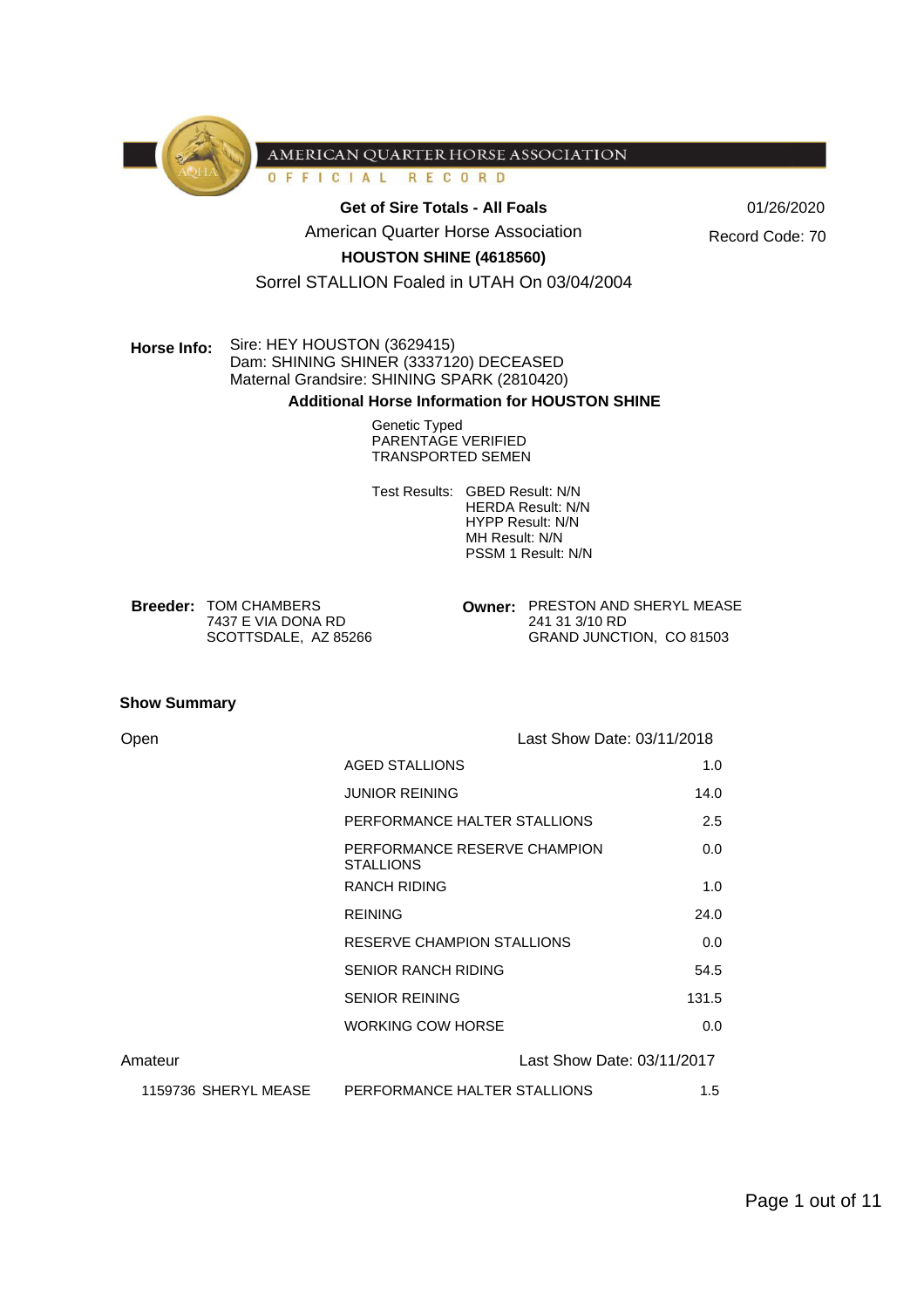AMERICAN QUARTER HORSE ASSOCIATION
OFFICIAL RECORD

**Get of Sire Totals - All Foals**

American Quarter Horse Association

**HOUSTON SHINE (4618560)**

Sorrel STALLION Foaled in UTAH On 03/04/2004

01/26/2020

Record Code: 70

**Horse Info:** Sire: HEY HOUSTON (3629415)
Dam: SHINING SHINER (3337120) DECEASED
Maternal Grandsire: SHINING SPARK (2810420)

**Additional Horse Information for HOUSTON SHINE**

Genetic Typed
PARENTAGE VERIFIED
TRANSPORTED SEMEN

Test Results: GBED Result: N/N
HERDA Result: N/N
HYPP Result: N/N
MH Result: N/N
PSSM 1 Result: N/N

**Breeder:** TOM CHAMBERS
7437 E VIA DONA RD
SCOTTSDALE, AZ 85266

**Owner:** PRESTON AND SHERYL MEASE
241 31 3/10 RD
GRAND JUNCTION, CO 81503

**Show Summary**

| Open | Last Show Date: 03/11/2018 | |
|---|---|---|
| | AGED STALLIONS | 1.0 |
| | JUNIOR REINING | 14.0 |
| | PERFORMANCE HALTER STALLIONS | 2.5 |
| | PERFORMANCE RESERVE CHAMPION STALLIONS | 0.0 |
| | RANCH RIDING | 1.0 |
| | REINING | 24.0 |
| | RESERVE CHAMPION STALLIONS | 0.0 |
| | SENIOR RANCH RIDING | 54.5 |
| | SENIOR REINING | 131.5 |
| | WORKING COW HORSE | 0.0 |
| **Amateur** | **Last Show Date: 03/11/2017** | |
| 1159736 SHERYL MEASE | PERFORMANCE HALTER STALLIONS | 1.5 |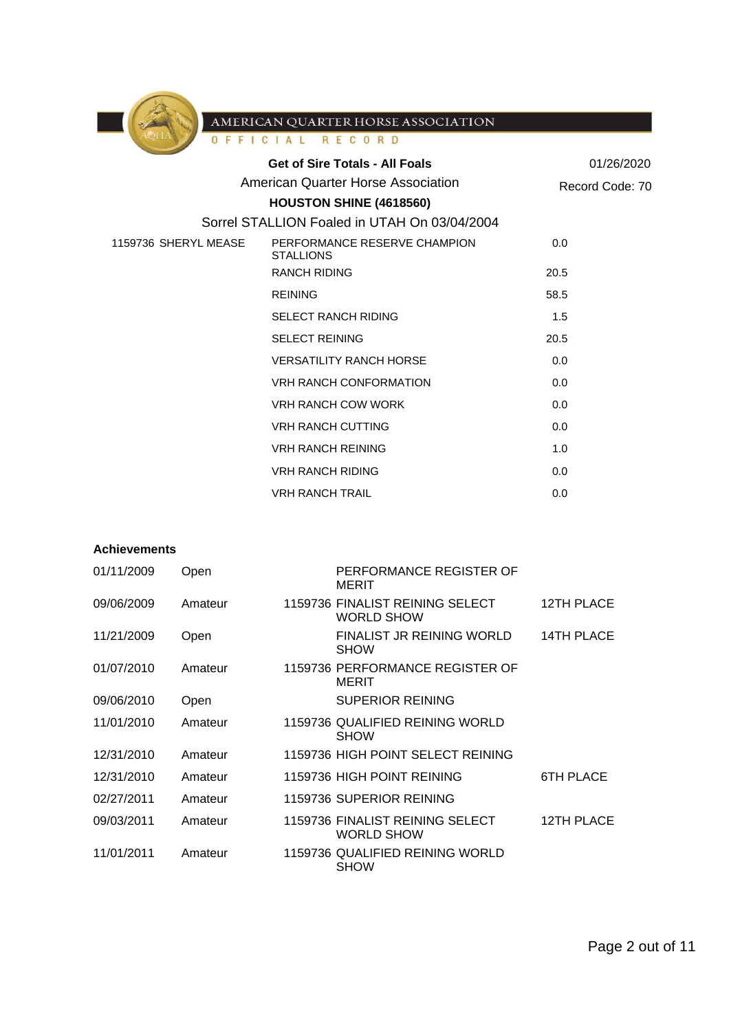AMERICAN QUARTER HORSE ASSOCIATION
OFFICIAL RECORD

**Get of Sire Totals - All Foals**

American Quarter Horse Association

**HOUSTON SHINE (4618560)**

Sorrel STALLION Foaled in UTAH On 03/04/2004

01/26/2020

Record Code: 70

| | | |
|---|---|---|
| 1159736 SHERYL MEASE | PERFORMANCE RESERVE CHAMPION STALLIONS | 0.0 |
| | RANCH RIDING | 20.5 |
| | REINING | 58.5 |
| | SELECT RANCH RIDING | 1.5 |
| | SELECT REINING | 20.5 |
| | VERSATILITY RANCH HORSE | 0.0 |
| | VRH RANCH CONFORMATION | 0.0 |
| | VRH RANCH COW WORK | 0.0 |
| | VRH RANCH CUTTING | 0.0 |
| | VRH RANCH REINING | 1.0 |
| | VRH RANCH RIDING | 0.0 |
| | VRH RANCH TRAIL | 0.0 |

**Achievements**

| Date | Division | ID | Achievement | Place |
|---|---|---|---|---|
| 01/11/2009 | Open | | PERFORMANCE REGISTER OF MERIT | |
| 09/06/2009 | Amateur | 1159736 | FINALIST REINING SELECT WORLD SHOW | 12TH PLACE |
| 11/21/2009 | Open | | FINALIST JR REINING WORLD SHOW | 14TH PLACE |
| 01/07/2010 | Amateur | 1159736 | PERFORMANCE REGISTER OF MERIT | |
| 09/06/2010 | Open | | SUPERIOR REINING | |
| 11/01/2010 | Amateur | 1159736 | QUALIFIED REINING WORLD SHOW | |
| 12/31/2010 | Amateur | 1159736 | HIGH POINT SELECT REINING | |
| 12/31/2010 | Amateur | 1159736 | HIGH POINT REINING | 6TH PLACE |
| 02/27/2011 | Amateur | 1159736 | SUPERIOR REINING | |
| 09/03/2011 | Amateur | 1159736 | FINALIST REINING SELECT WORLD SHOW | 12TH PLACE |
| 11/01/2011 | Amateur | 1159736 | QUALIFIED REINING WORLD SHOW | |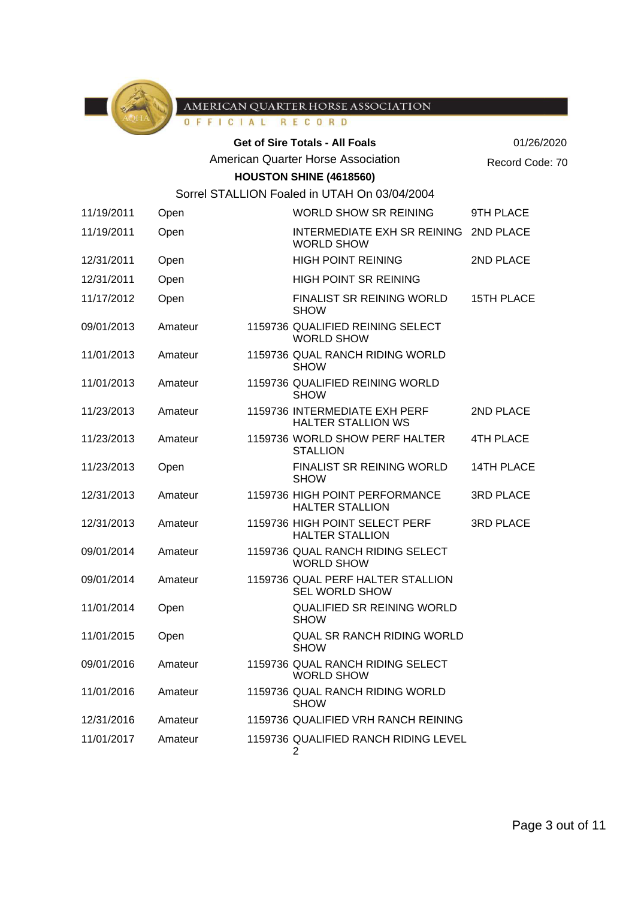AMERICAN QUARTER HORSE ASSOCIATION
OFFICIAL RECORD

**Get of Sire Totals - All Foals**

01/26/2020

American Quarter Horse Association

Record Code: 70

**HOUSTON SHINE (4618560)**

Sorrel STALLION Foaled in UTAH On 03/04/2004

| Date | Class | ID | Event | Place |
|---|---|---|---|---|
| 11/19/2011 | Open | | WORLD SHOW SR REINING | 9TH PLACE |
| 11/19/2011 | Open | | INTERMEDIATE EXH SR REINING WORLD SHOW | 2ND PLACE |
| 12/31/2011 | Open | | HIGH POINT REINING | 2ND PLACE |
| 12/31/2011 | Open | | HIGH POINT SR REINING | |
| 11/17/2012 | Open | | FINALIST SR REINING WORLD SHOW | 15TH PLACE |
| 09/01/2013 | Amateur | 1159736 | QUALIFIED REINING SELECT WORLD SHOW | |
| 11/01/2013 | Amateur | 1159736 | QUAL RANCH RIDING WORLD SHOW | |
| 11/01/2013 | Amateur | 1159736 | QUALIFIED REINING WORLD SHOW | |
| 11/23/2013 | Amateur | 1159736 | INTERMEDIATE EXH PERF HALTER STALLION WS | 2ND PLACE |
| 11/23/2013 | Amateur | 1159736 | WORLD SHOW PERF HALTER STALLION | 4TH PLACE |
| 11/23/2013 | Open | | FINALIST SR REINING WORLD SHOW | 14TH PLACE |
| 12/31/2013 | Amateur | 1159736 | HIGH POINT PERFORMANCE HALTER STALLION | 3RD PLACE |
| 12/31/2013 | Amateur | 1159736 | HIGH POINT SELECT PERF HALTER STALLION | 3RD PLACE |
| 09/01/2014 | Amateur | 1159736 | QUAL RANCH RIDING SELECT WORLD SHOW | |
| 09/01/2014 | Amateur | 1159736 | QUAL PERF HALTER STALLION SEL WORLD SHOW | |
| 11/01/2014 | Open | | QUALIFIED SR REINING WORLD SHOW | |
| 11/01/2015 | Open | | QUAL SR RANCH RIDING WORLD SHOW | |
| 09/01/2016 | Amateur | 1159736 | QUAL RANCH RIDING SELECT WORLD SHOW | |
| 11/01/2016 | Amateur | 1159736 | QUAL RANCH RIDING WORLD SHOW | |
| 12/31/2016 | Amateur | 1159736 | QUALIFIED VRH RANCH REINING | |
| 11/01/2017 | Amateur | 1159736 | QUALIFIED RANCH RIDING LEVEL 2 | |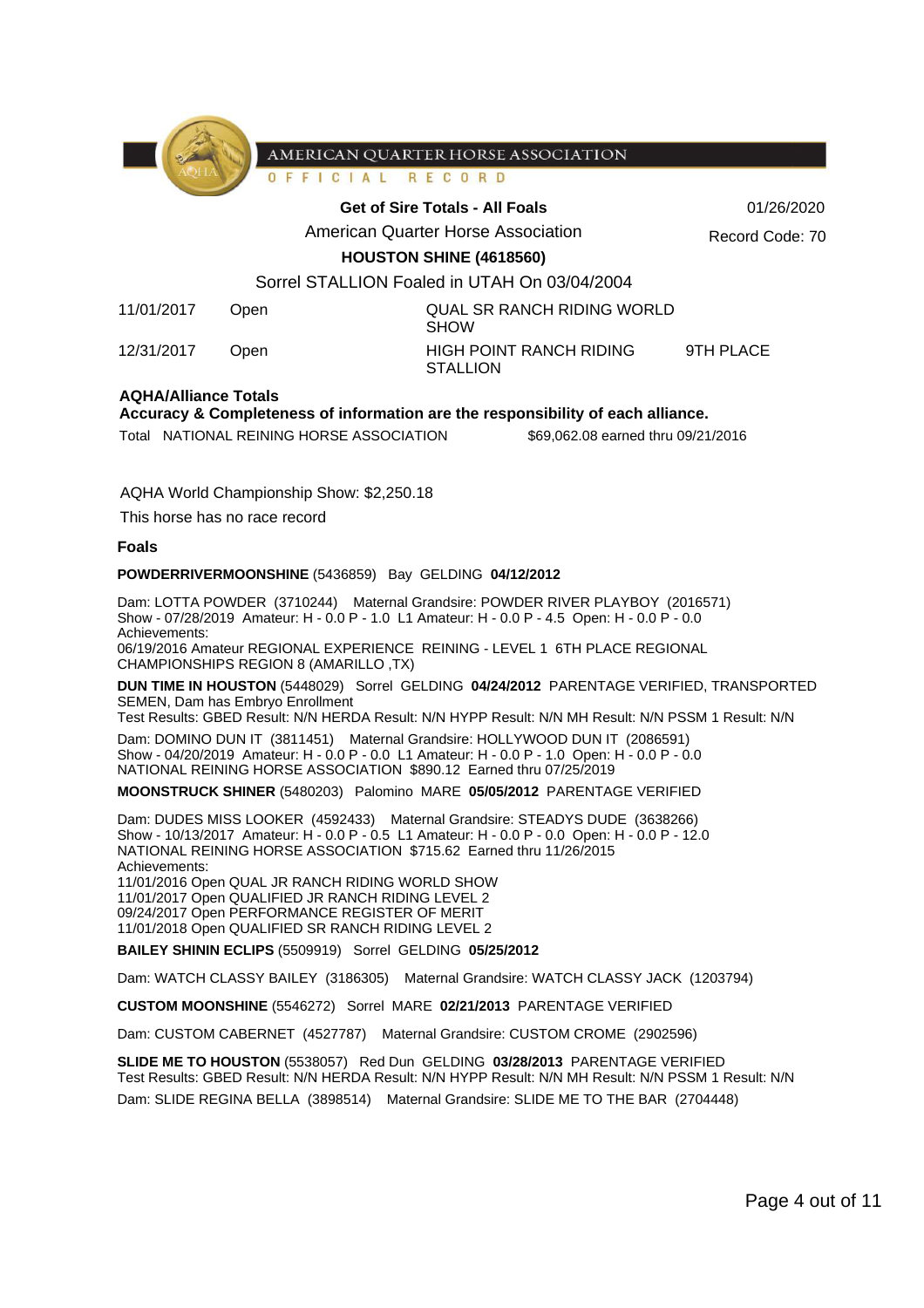AMERICAN QUARTER HORSE ASSOCIATION
OFFICIAL RECORD

**Get of Sire Totals - All Foals**

01/26/2020

American Quarter Horse Association

Record Code: 70

**HOUSTON SHINE (4618560)**

Sorrel STALLION Foaled in UTAH On 03/04/2004

| | | | |
|---|---|---|---|
| 11/01/2017 | Open | QUAL SR RANCH RIDING WORLD SHOW | |
| 12/31/2017 | Open | HIGH POINT RANCH RIDING STALLION | 9TH PLACE |

**AQHA/Alliance Totals**
**Accuracy & Completeness of information are the responsibility of each alliance.**

Total NATIONAL REINING HORSE ASSOCIATION $69,062.08 earned thru 09/21/2016

AQHA World Championship Show: $2,250.18

This horse has no race record

**Foals**

**POWDERRIVERMOONSHINE** (5436859) Bay GELDING **04/12/2012**

Dam: LOTTA POWDER (3710244) Maternal Grandsire: POWDER RIVER PLAYBOY (2016571)
Show - 07/28/2019 Amateur: H - 0.0 P - 1.0 L1 Amateur: H - 0.0 P - 4.5 Open: H - 0.0 P - 0.0
Achievements:
06/19/2016 Amateur REGIONAL EXPERIENCE REINING - LEVEL 1 6TH PLACE REGIONAL CHAMPIONSHIPS REGION 8 (AMARILLO ,TX)

**DUN TIME IN HOUSTON** (5448029) Sorrel GELDING **04/24/2012** PARENTAGE VERIFIED, TRANSPORTED SEMEN, Dam has Embryo Enrollment
Test Results: GBED Result: N/N HERDA Result: N/N HYPP Result: N/N MH Result: N/N PSSM 1 Result: N/N

Dam: DOMINO DUN IT (3811451) Maternal Grandsire: HOLLYWOOD DUN IT (2086591)
Show - 04/20/2019 Amateur: H - 0.0 P - 0.0 L1 Amateur: H - 0.0 P - 1.0 Open: H - 0.0 P - 0.0
NATIONAL REINING HORSE ASSOCIATION $890.12 Earned thru 07/25/2019

**MOONSTRUCK SHINER** (5480203) Palomino MARE **05/05/2012** PARENTAGE VERIFIED

Dam: DUDES MISS LOOKER (4592433) Maternal Grandsire: STEADYS DUDE (3638266)
Show - 10/13/2017 Amateur: H - 0.0 P - 0.5 L1 Amateur: H - 0.0 P - 0.0 Open: H - 0.0 P - 12.0
NATIONAL REINING HORSE ASSOCIATION $715.62 Earned thru 11/26/2015
Achievements:
11/01/2016 Open QUAL JR RANCH RIDING WORLD SHOW
11/01/2017 Open QUALIFIED JR RANCH RIDING LEVEL 2
09/24/2017 Open PERFORMANCE REGISTER OF MERIT
11/01/2018 Open QUALIFIED SR RANCH RIDING LEVEL 2

**BAILEY SHININ ECLIPS** (5509919) Sorrel GELDING **05/25/2012**

Dam: WATCH CLASSY BAILEY (3186305) Maternal Grandsire: WATCH CLASSY JACK (1203794)

**CUSTOM MOONSHINE** (5546272) Sorrel MARE **02/21/2013** PARENTAGE VERIFIED

Dam: CUSTOM CABERNET (4527787) Maternal Grandsire: CUSTOM CROME (2902596)

**SLIDE ME TO HOUSTON** (5538057) Red Dun GELDING **03/28/2013** PARENTAGE VERIFIED
Test Results: GBED Result: N/N HERDA Result: N/N HYPP Result: N/N MH Result: N/N PSSM 1 Result: N/N

Dam: SLIDE REGINA BELLA (3898514) Maternal Grandsire: SLIDE ME TO THE BAR (2704448)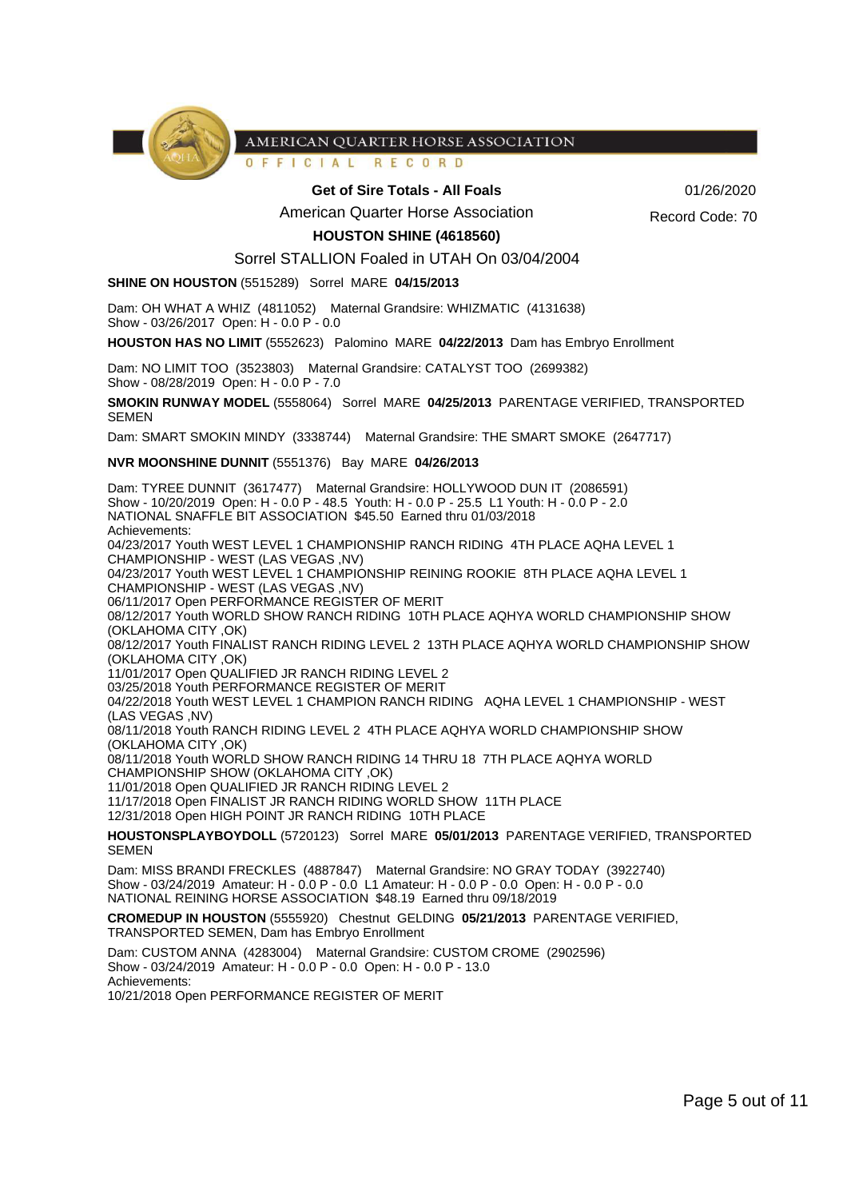AMERICAN QUARTER HORSE ASSOCIATION
OFFICIAL RECORD

**Get of Sire Totals - All Foals**

American Quarter Horse Association

**HOUSTON SHINE (4618560)**

Sorrel STALLION Foaled in UTAH On 03/04/2004

01/26/2020

Record Code: 70

**SHINE ON HOUSTON** (5515289) Sorrel MARE **04/15/2013**

Dam: OH WHAT A WHIZ (4811052) Maternal Grandsire: WHIZMATIC (4131638)
Show - 03/26/2017 Open: H - 0.0 P - 0.0

**HOUSTON HAS NO LIMIT** (5552623) Palomino MARE **04/22/2013** Dam has Embryo Enrollment

Dam: NO LIMIT TOO (3523803) Maternal Grandsire: CATALYST TOO (2699382)
Show - 08/28/2019 Open: H - 0.0 P - 7.0

**SMOKIN RUNWAY MODEL** (5558064) Sorrel MARE **04/25/2013** PARENTAGE VERIFIED, TRANSPORTED SEMEN

Dam: SMART SMOKIN MINDY (3338744) Maternal Grandsire: THE SMART SMOKE (2647717)

**NVR MOONSHINE DUNNIT** (5551376) Bay MARE **04/26/2013**

Dam: TYREE DUNNIT (3617477) Maternal Grandsire: HOLLYWOOD DUN IT (2086591)
Show - 10/20/2019 Open: H - 0.0 P - 48.5 Youth: H - 0.0 P - 25.5 L1 Youth: H - 0.0 P - 2.0
NATIONAL SNAFFLE BIT ASSOCIATION $45.50 Earned thru 01/03/2018
Achievements:
04/23/2017 Youth WEST LEVEL 1 CHAMPIONSHIP RANCH RIDING 4TH PLACE AQHA LEVEL 1 CHAMPIONSHIP - WEST (LAS VEGAS ,NV)
04/23/2017 Youth WEST LEVEL 1 CHAMPIONSHIP REINING ROOKIE 8TH PLACE AQHA LEVEL 1 CHAMPIONSHIP - WEST (LAS VEGAS ,NV)
06/11/2017 Open PERFORMANCE REGISTER OF MERIT
08/12/2017 Youth WORLD SHOW RANCH RIDING 10TH PLACE AQHYA WORLD CHAMPIONSHIP SHOW (OKLAHOMA CITY ,OK)
08/12/2017 Youth FINALIST RANCH RIDING LEVEL 2 13TH PLACE AQHYA WORLD CHAMPIONSHIP SHOW (OKLAHOMA CITY ,OK)
11/01/2017 Open QUALIFIED JR RANCH RIDING LEVEL 2
03/25/2018 Youth PERFORMANCE REGISTER OF MERIT
04/22/2018 Youth WEST LEVEL 1 CHAMPION RANCH RIDING AQHA LEVEL 1 CHAMPIONSHIP - WEST (LAS VEGAS ,NV)
08/11/2018 Youth RANCH RIDING LEVEL 2 4TH PLACE AQHYA WORLD CHAMPIONSHIP SHOW (OKLAHOMA CITY ,OK)
08/11/2018 Youth WORLD SHOW RANCH RIDING 14 THRU 18 7TH PLACE AQHYA WORLD CHAMPIONSHIP SHOW (OKLAHOMA CITY ,OK)
11/01/2018 Open QUALIFIED JR RANCH RIDING LEVEL 2
11/17/2018 Open FINALIST JR RANCH RIDING WORLD SHOW 11TH PLACE
12/31/2018 Open HIGH POINT JR RANCH RIDING 10TH PLACE

**HOUSTONSPLAYBOYDOLL** (5720123) Sorrel MARE **05/01/2013** PARENTAGE VERIFIED, TRANSPORTED SEMEN

Dam: MISS BRANDI FRECKLES (4887847) Maternal Grandsire: NO GRAY TODAY (3922740)
Show - 03/24/2019 Amateur: H - 0.0 P - 0.0 L1 Amateur: H - 0.0 P - 0.0 Open: H - 0.0 P - 0.0
NATIONAL REINING HORSE ASSOCIATION $48.19 Earned thru 09/18/2019

**CROMEDUP IN HOUSTON** (5555920) Chestnut GELDING **05/21/2013** PARENTAGE VERIFIED, TRANSPORTED SEMEN, Dam has Embryo Enrollment

Dam: CUSTOM ANNA (4283004) Maternal Grandsire: CUSTOM CROME (2902596)
Show - 03/24/2019 Amateur: H - 0.0 P - 0.0 Open: H - 0.0 P - 13.0
Achievements:
10/21/2018 Open PERFORMANCE REGISTER OF MERIT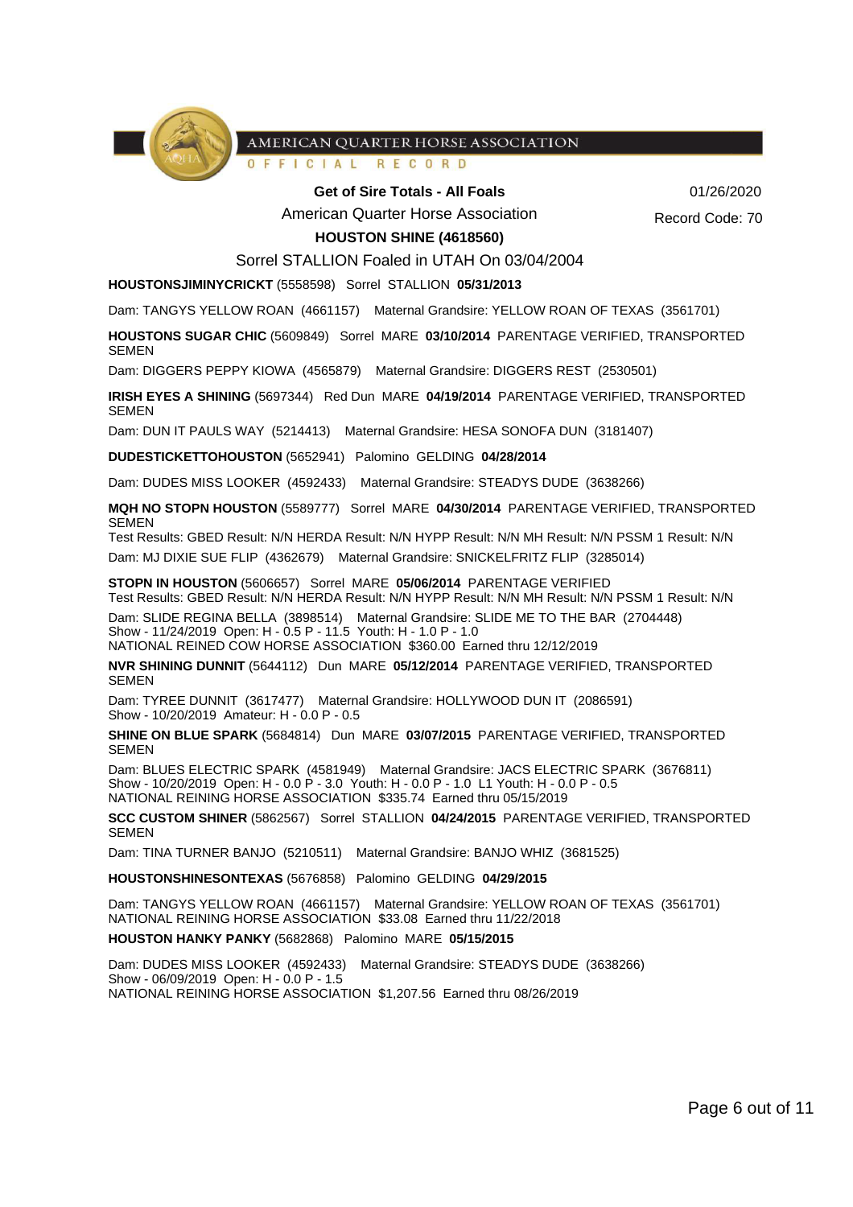AMERICAN QUARTER HORSE ASSOCIATION

OFFICIAL RECORD

**Get of Sire Totals - All Foals**

American Quarter Horse Association

**HOUSTON SHINE (4618560)**

Sorrel STALLION Foaled in UTAH On 03/04/2004

01/26/2020

Record Code: 70

**HOUSTONSJIMINYCRICKT** (5558598) Sorrel STALLION **05/31/2013**

Dam: TANGYS YELLOW ROAN (4661157) Maternal Grandsire: YELLOW ROAN OF TEXAS (3561701)

**HOUSTONS SUGAR CHIC** (5609849) Sorrel MARE **03/10/2014** PARENTAGE VERIFIED, TRANSPORTED SEMEN

Dam: DIGGERS PEPPY KIOWA (4565879) Maternal Grandsire: DIGGERS REST (2530501)

**IRISH EYES A SHINING** (5697344) Red Dun MARE **04/19/2014** PARENTAGE VERIFIED, TRANSPORTED SEMEN

Dam: DUN IT PAULS WAY (5214413) Maternal Grandsire: HESA SONOFA DUN (3181407)

**DUDESTICKETTOHOUSTON** (5652941) Palomino GELDING **04/28/2014**

Dam: DUDES MISS LOOKER (4592433) Maternal Grandsire: STEADYS DUDE (3638266)

**MQH NO STOPN HOUSTON** (5589777) Sorrel MARE **04/30/2014** PARENTAGE VERIFIED, TRANSPORTED SEMEN

Test Results: GBED Result: N/N HERDA Result: N/N HYPP Result: N/N MH Result: N/N PSSM 1 Result: N/N

Dam: MJ DIXIE SUE FLIP (4362679) Maternal Grandsire: SNICKELFRITZ FLIP (3285014)

**STOPN IN HOUSTON** (5606657) Sorrel MARE **05/06/2014** PARENTAGE VERIFIED

Test Results: GBED Result: N/N HERDA Result: N/N HYPP Result: N/N MH Result: N/N PSSM 1 Result: N/N

Dam: SLIDE REGINA BELLA (3898514) Maternal Grandsire: SLIDE ME TO THE BAR (2704448)

Show - 11/24/2019 Open: H - 0.5 P - 11.5 Youth: H - 1.0 P - 1.0

NATIONAL REINED COW HORSE ASSOCIATION $360.00 Earned thru 12/12/2019

**NVR SHINING DUNNIT** (5644112) Dun MARE **05/12/2014** PARENTAGE VERIFIED, TRANSPORTED SEMEN

Dam: TYREE DUNNIT (3617477) Maternal Grandsire: HOLLYWOOD DUN IT (2086591)

Show - 10/20/2019 Amateur: H - 0.0 P - 0.5

**SHINE ON BLUE SPARK** (5684814) Dun MARE **03/07/2015** PARENTAGE VERIFIED, TRANSPORTED SEMEN

Dam: BLUES ELECTRIC SPARK (4581949) Maternal Grandsire: JACS ELECTRIC SPARK (3676811)

Show - 10/20/2019 Open: H - 0.0 P - 3.0 Youth: H - 0.0 P - 1.0 L1 Youth: H - 0.0 P - 0.5

NATIONAL REINING HORSE ASSOCIATION $335.74 Earned thru 05/15/2019

**SCC CUSTOM SHINER** (5862567) Sorrel STALLION **04/24/2015** PARENTAGE VERIFIED, TRANSPORTED SEMEN

Dam: TINA TURNER BANJO (5210511) Maternal Grandsire: BANJO WHIZ (3681525)

**HOUSTONSHINESONTEXAS** (5676858) Palomino GELDING **04/29/2015**

Dam: TANGYS YELLOW ROAN (4661157) Maternal Grandsire: YELLOW ROAN OF TEXAS (3561701)

NATIONAL REINING HORSE ASSOCIATION $33.08 Earned thru 11/22/2018

**HOUSTON HANKY PANKY** (5682868) Palomino MARE **05/15/2015**

Dam: DUDES MISS LOOKER (4592433) Maternal Grandsire: STEADYS DUDE (3638266)

Show - 06/09/2019 Open: H - 0.0 P - 1.5

NATIONAL REINING HORSE ASSOCIATION $1,207.56 Earned thru 08/26/2019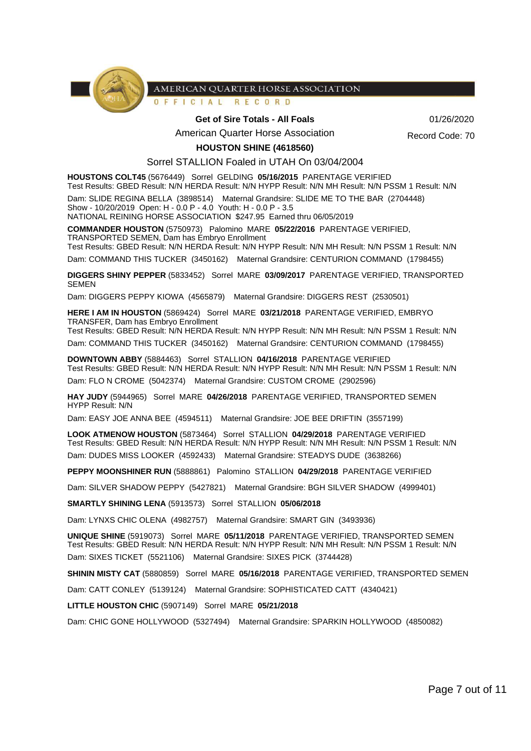**Get of Sire Totals - All Foals**

American Quarter Horse Association

01/26/2020

Record Code: 70

**HOUSTON SHINE (4618560)**

Sorrel STALLION Foaled in UTAH On 03/04/2004

**HOUSTONS COLT45** (5676449) Sorrel GELDING **05/16/2015** PARENTAGE VERIFIED
Test Results: GBED Result: N/N HERDA Result: N/N HYPP Result: N/N MH Result: N/N PSSM 1 Result: N/N

Dam: SLIDE REGINA BELLA (3898514) Maternal Grandsire: SLIDE ME TO THE BAR (2704448)
Show - 10/20/2019 Open: H - 0.0 P - 4.0 Youth: H - 0.0 P - 3.5
NATIONAL REINING HORSE ASSOCIATION $247.95 Earned thru 06/05/2019

**COMMANDER HOUSTON** (5750973) Palomino MARE **05/22/2016** PARENTAGE VERIFIED, TRANSPORTED SEMEN, Dam has Embryo Enrollment
Test Results: GBED Result: N/N HERDA Result: N/N HYPP Result: N/N MH Result: N/N PSSM 1 Result: N/N

Dam: COMMAND THIS TUCKER (3450162) Maternal Grandsire: CENTURION COMMAND (1798455)

**DIGGERS SHINY PEPPER** (5833452) Sorrel MARE **03/09/2017** PARENTAGE VERIFIED, TRANSPORTED SEMEN

Dam: DIGGERS PEPPY KIOWA (4565879) Maternal Grandsire: DIGGERS REST (2530501)

**HERE I AM IN HOUSTON** (5869424) Sorrel MARE **03/21/2018** PARENTAGE VERIFIED, EMBRYO TRANSFER, Dam has Embryo Enrollment
Test Results: GBED Result: N/N HERDA Result: N/N HYPP Result: N/N MH Result: N/N PSSM 1 Result: N/N

Dam: COMMAND THIS TUCKER (3450162) Maternal Grandsire: CENTURION COMMAND (1798455)

**DOWNTOWN ABBY** (5884463) Sorrel STALLION **04/16/2018** PARENTAGE VERIFIED
Test Results: GBED Result: N/N HERDA Result: N/N HYPP Result: N/N MH Result: N/N PSSM 1 Result: N/N

Dam: FLO N CROME (5042374) Maternal Grandsire: CUSTOM CROME (2902596)

**HAY JUDY** (5944965) Sorrel MARE **04/26/2018** PARENTAGE VERIFIED, TRANSPORTED SEMEN
HYPP Result: N/N

Dam: EASY JOE ANNA BEE (4594511) Maternal Grandsire: JOE BEE DRIFTIN (3557199)

**LOOK ATMENOW HOUSTON** (5873464) Sorrel STALLION **04/29/2018** PARENTAGE VERIFIED
Test Results: GBED Result: N/N HERDA Result: N/N HYPP Result: N/N MH Result: N/N PSSM 1 Result: N/N

Dam: DUDES MISS LOOKER (4592433) Maternal Grandsire: STEADYS DUDE (3638266)

**PEPPY MOONSHINER RUN** (5888861) Palomino STALLION **04/29/2018** PARENTAGE VERIFIED

Dam: SILVER SHADOW PEPPY (5427821) Maternal Grandsire: BGH SILVER SHADOW (4999401)

**SMARTLY SHINING LENA** (5913573) Sorrel STALLION **05/06/2018**

Dam: LYNXS CHIC OLENA (4982757) Maternal Grandsire: SMART GIN (3493936)

**UNIQUE SHINE** (5919073) Sorrel MARE **05/11/2018** PARENTAGE VERIFIED, TRANSPORTED SEMEN
Test Results: GBED Result: N/N HERDA Result: N/N HYPP Result: N/N MH Result: N/N PSSM 1 Result: N/N

Dam: SIXES TICKET (5521106) Maternal Grandsire: SIXES PICK (3744428)

**SHININ MISTY CAT** (5880859) Sorrel MARE **05/16/2018** PARENTAGE VERIFIED, TRANSPORTED SEMEN

Dam: CATT CONLEY (5139124) Maternal Grandsire: SOPHISTICATED CATT (4340421)

**LITTLE HOUSTON CHIC** (5907149) Sorrel MARE **05/21/2018**

Dam: CHIC GONE HOLLYWOOD (5327494) Maternal Grandsire: SPARKIN HOLLYWOOD (4850082)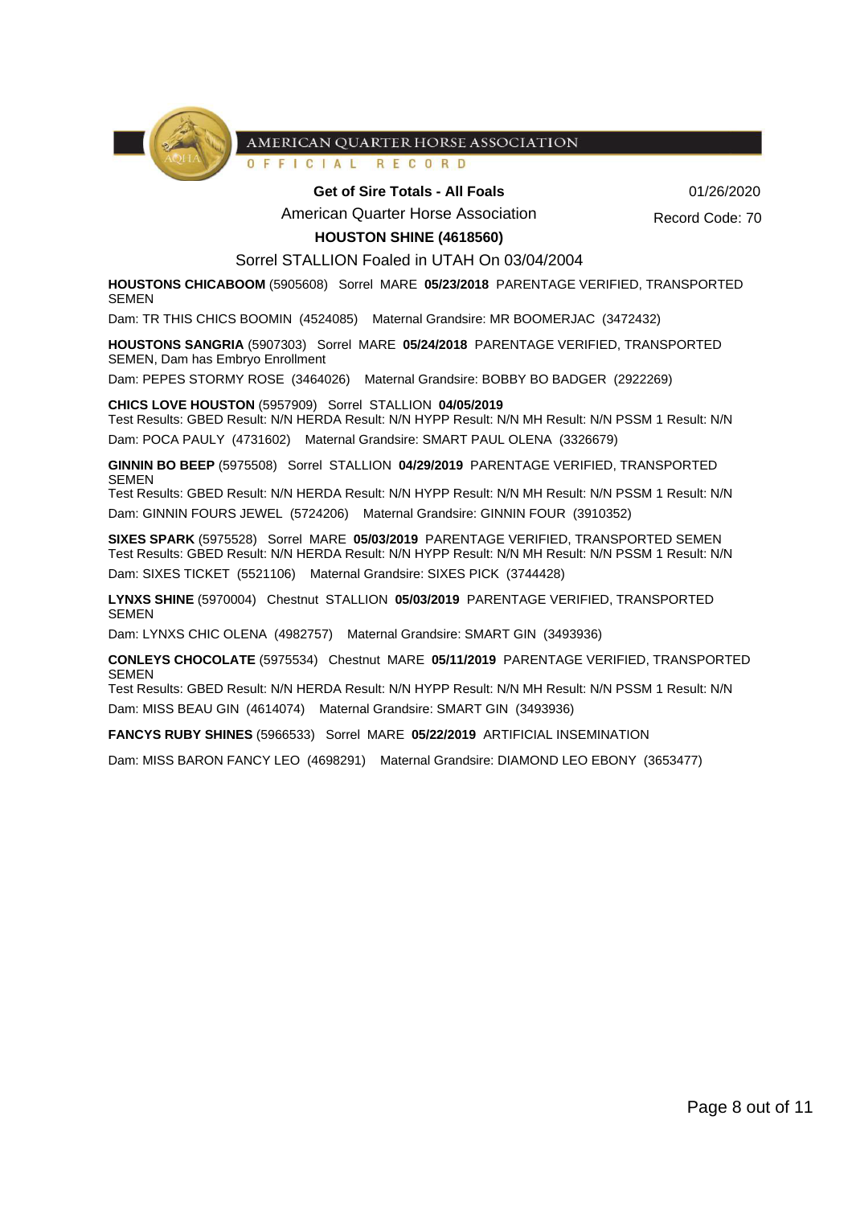AMERICAN QUARTER HORSE ASSOCIATION

OFFICIAL RECORD

**Get of Sire Totals - All Foals**

American Quarter Horse Association

01/26/2020

Record Code: 70

**HOUSTON SHINE (4618560)**

Sorrel STALLION Foaled in UTAH On 03/04/2004

**HOUSTONS CHICABOOM** (5905608) Sorrel MARE **05/23/2018** PARENTAGE VERIFIED, TRANSPORTED SEMEN

Dam: TR THIS CHICS BOOMIN (4524085) Maternal Grandsire: MR BOOMERJAC (3472432)

**HOUSTONS SANGRIA** (5907303) Sorrel MARE **05/24/2018** PARENTAGE VERIFIED, TRANSPORTED SEMEN, Dam has Embryo Enrollment

Dam: PEPES STORMY ROSE (3464026) Maternal Grandsire: BOBBY BO BADGER (2922269)

**CHICS LOVE HOUSTON** (5957909) Sorrel STALLION **04/05/2019**

Test Results: GBED Result: N/N HERDA Result: N/N HYPP Result: N/N MH Result: N/N PSSM 1 Result: N/N

Dam: POCA PAULY (4731602) Maternal Grandsire: SMART PAUL OLENA (3326679)

**GINNIN BO BEEP** (5975508) Sorrel STALLION **04/29/2019** PARENTAGE VERIFIED, TRANSPORTED SEMEN

Test Results: GBED Result: N/N HERDA Result: N/N HYPP Result: N/N MH Result: N/N PSSM 1 Result: N/N

Dam: GINNIN FOURS JEWEL (5724206) Maternal Grandsire: GINNIN FOUR (3910352)

**SIXES SPARK** (5975528) Sorrel MARE **05/03/2019** PARENTAGE VERIFIED, TRANSPORTED SEMEN

Test Results: GBED Result: N/N HERDA Result: N/N HYPP Result: N/N MH Result: N/N PSSM 1 Result: N/N

Dam: SIXES TICKET (5521106) Maternal Grandsire: SIXES PICK (3744428)

**LYNXS SHINE** (5970004) Chestnut STALLION **05/03/2019** PARENTAGE VERIFIED, TRANSPORTED SEMEN

Dam: LYNXS CHIC OLENA (4982757) Maternal Grandsire: SMART GIN (3493936)

**CONLEYS CHOCOLATE** (5975534) Chestnut MARE **05/11/2019** PARENTAGE VERIFIED, TRANSPORTED SEMEN

Test Results: GBED Result: N/N HERDA Result: N/N HYPP Result: N/N MH Result: N/N PSSM 1 Result: N/N

Dam: MISS BEAU GIN (4614074) Maternal Grandsire: SMART GIN (3493936)

**FANCYS RUBY SHINES** (5966533) Sorrel MARE **05/22/2019** ARTIFICIAL INSEMINATION

Dam: MISS BARON FANCY LEO (4698291) Maternal Grandsire: DIAMOND LEO EBONY (3653477)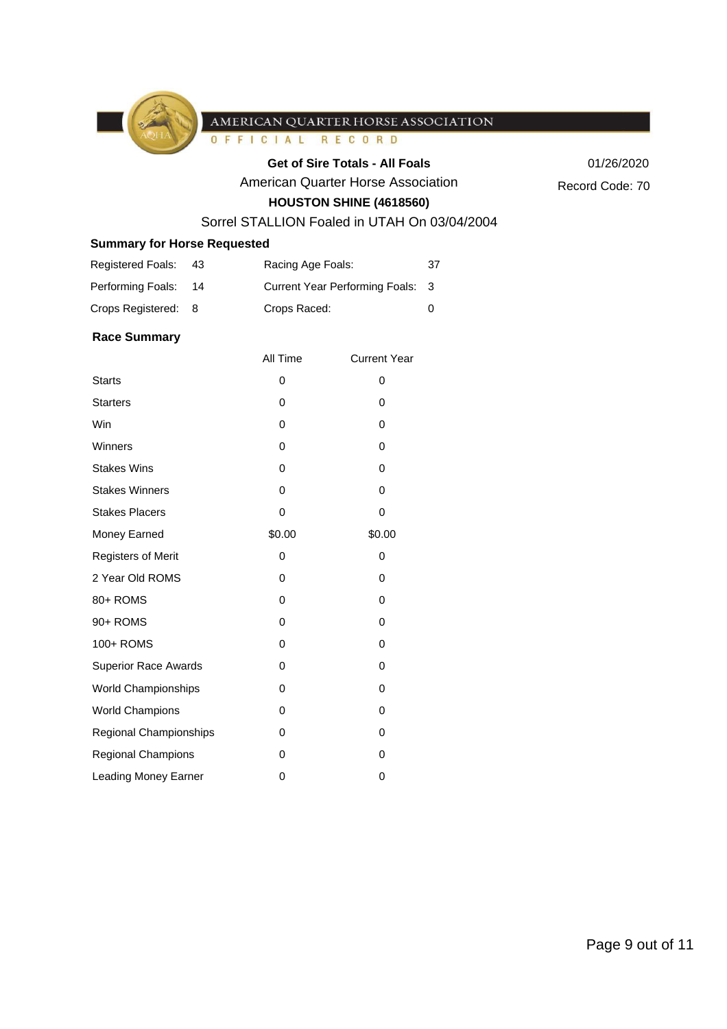AMERICAN QUARTER HORSE ASSOCIATION

OFFICIAL RECORD

**Get of Sire Totals - All Foals**

American Quarter Horse Association

**HOUSTON SHINE (4618560)**

Sorrel STALLION Foaled in UTAH On 03/04/2004

01/26/2020

Record Code: 70

### Summary for Horse Requested

| | | | |
|---|---|---|---|
| Registered Foals: | 43 | Racing Age Foals: | 37 |
| Performing Foals: | 14 | Current Year Performing Foals: | 3 |
| Crops Registered: | 8 | Crops Raced: | 0 |

### Race Summary

| | All Time | Current Year |
|---|---|---|
| Starts | 0 | 0 |
| Starters | 0 | 0 |
| Win | 0 | 0 |
| Winners | 0 | 0 |
| Stakes Wins | 0 | 0 |
| Stakes Winners | 0 | 0 |
| Stakes Placers | 0 | 0 |
| Money Earned | $0.00 | $0.00 |
| Registers of Merit | 0 | 0 |
| 2 Year Old ROMS | 0 | 0 |
| 80+ ROMS | 0 | 0 |
| 90+ ROMS | 0 | 0 |
| 100+ ROMS | 0 | 0 |
| Superior Race Awards | 0 | 0 |
| World Championships | 0 | 0 |
| World Champions | 0 | 0 |
| Regional Championships | 0 | 0 |
| Regional Champions | 0 | 0 |
| Leading Money Earner | 0 | 0 |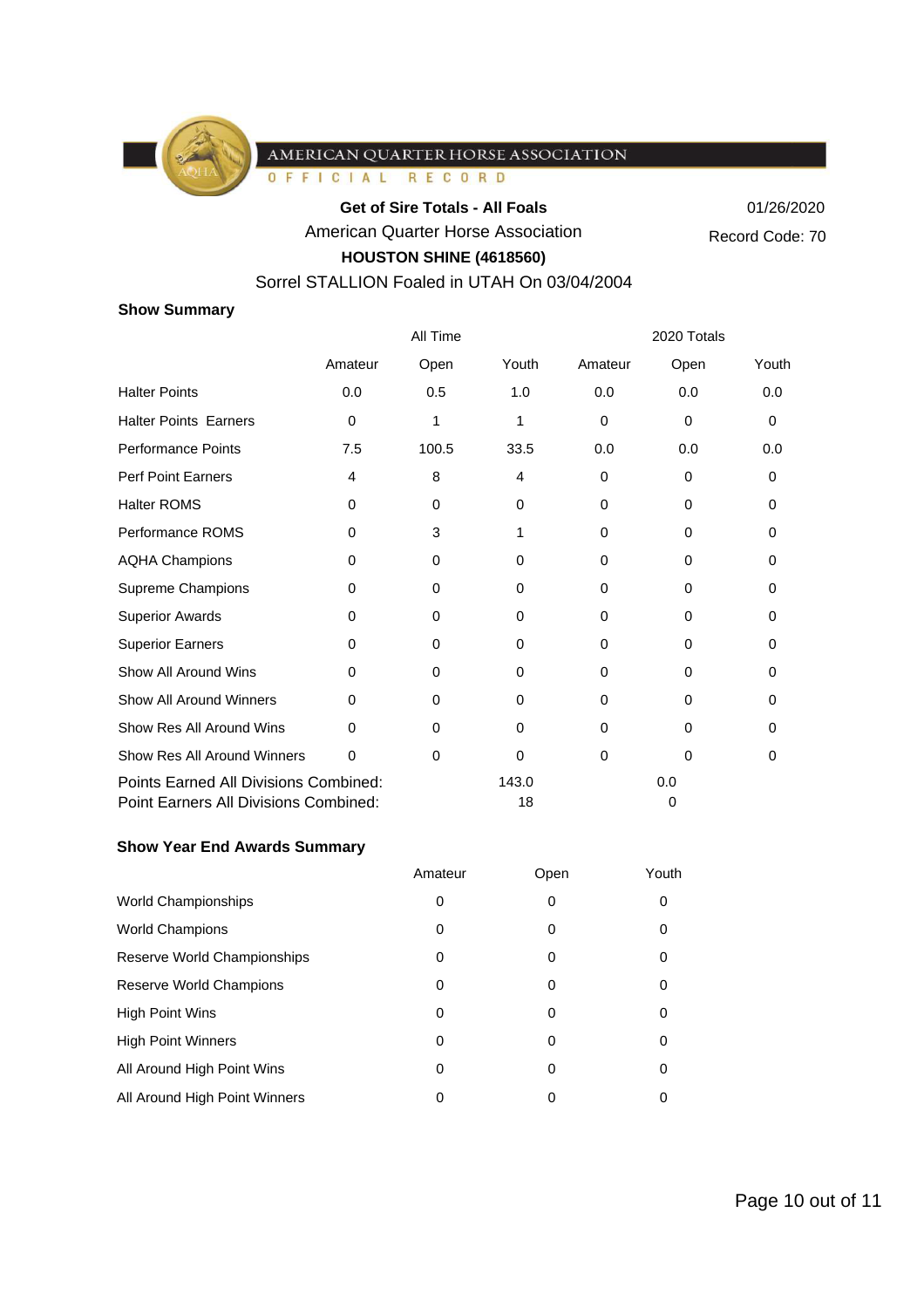AMERICAN QUARTER HORSE ASSOCIATION

OFFICIAL RECORD

**Get of Sire Totals - All Foals**

American Quarter Horse Association

**HOUSTON SHINE (4618560)**

Sorrel STALLION Foaled in UTAH On 03/04/2004

01/26/2020

Record Code: 70

### Show Summary

| | All Time | | | 2020 Totals | | |
|---|---|---|---|---|---|---|
| | Amateur | Open | Youth | Amateur | Open | Youth |
| Halter Points | 0.0 | 0.5 | 1.0 | 0.0 | 0.0 | 0.0 |
| Halter Points Earners | 0 | 1 | 1 | 0 | 0 | 0 |
| Performance Points | 7.5 | 100.5 | 33.5 | 0.0 | 0.0 | 0.0 |
| Perf Point Earners | 4 | 8 | 4 | 0 | 0 | 0 |
| Halter ROMS | 0 | 0 | 0 | 0 | 0 | 0 |
| Performance ROMS | 0 | 3 | 1 | 0 | 0 | 0 |
| AQHA Champions | 0 | 0 | 0 | 0 | 0 | 0 |
| Supreme Champions | 0 | 0 | 0 | 0 | 0 | 0 |
| Superior Awards | 0 | 0 | 0 | 0 | 0 | 0 |
| Superior Earners | 0 | 0 | 0 | 0 | 0 | 0 |
| Show All Around Wins | 0 | 0 | 0 | 0 | 0 | 0 |
| Show All Around Winners | 0 | 0 | 0 | 0 | 0 | 0 |
| Show Res All Around Wins | 0 | 0 | 0 | 0 | 0 | 0 |
| Show Res All Around Winners | 0 | 0 | 0 | 0 | 0 | 0 |

| | All Time | 2020 Totals |
|---|---|---|
| Points Earned All Divisions Combined: | 143.0 | 0.0 |
| Point Earners All Divisions Combined: | 18 | 0 |

### Show Year End Awards Summary

| | Amateur | Open | Youth |
|---|---|---|---|
| World Championships | 0 | 0 | 0 |
| World Champions | 0 | 0 | 0 |
| Reserve World Championships | 0 | 0 | 0 |
| Reserve World Champions | 0 | 0 | 0 |
| High Point Wins | 0 | 0 | 0 |
| High Point Winners | 0 | 0 | 0 |
| All Around High Point Wins | 0 | 0 | 0 |
| All Around High Point Winners | 0 | 0 | 0 |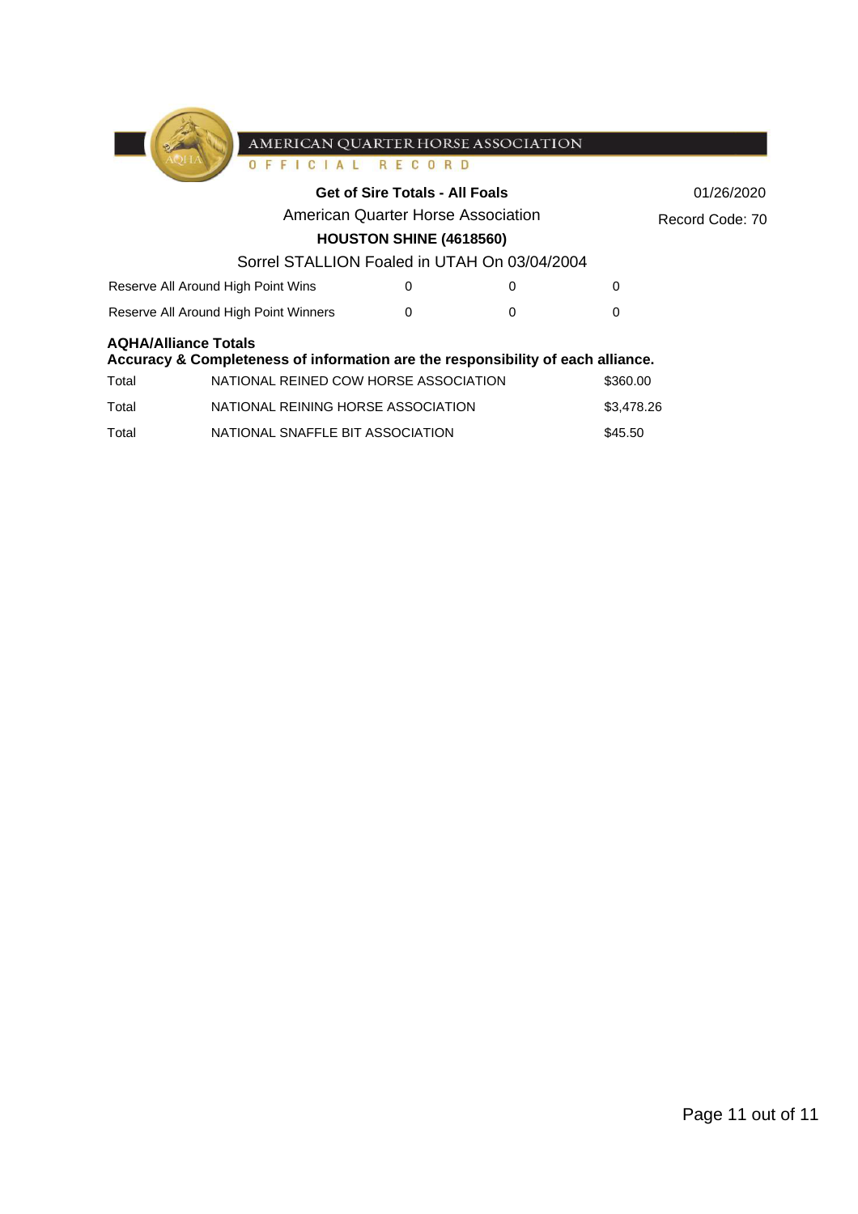AMERICAN QUARTER HORSE ASSOCIATION

OFFICIAL RECORD

**Get of Sire Totals - All Foals**

01/26/2020

American Quarter Horse Association

Record Code: 70

**HOUSTON SHINE (4618560)**

Sorrel STALLION Foaled in UTAH On 03/04/2004

| | | | |
|---|---|---|---|
| Reserve All Around High Point Wins | 0 | 0 | 0 |
| Reserve All Around High Point Winners | 0 | 0 | 0 |

**AQHA/Alliance Totals**

**Accuracy & Completeness of information are the responsibility of each alliance.**

| | | |
|---|---|---|
| Total | NATIONAL REINED COW HORSE ASSOCIATION | $360.00 |
| Total | NATIONAL REINING HORSE ASSOCIATION | $3,478.26 |
| Total | NATIONAL SNAFFLE BIT ASSOCIATION | $45.50 |